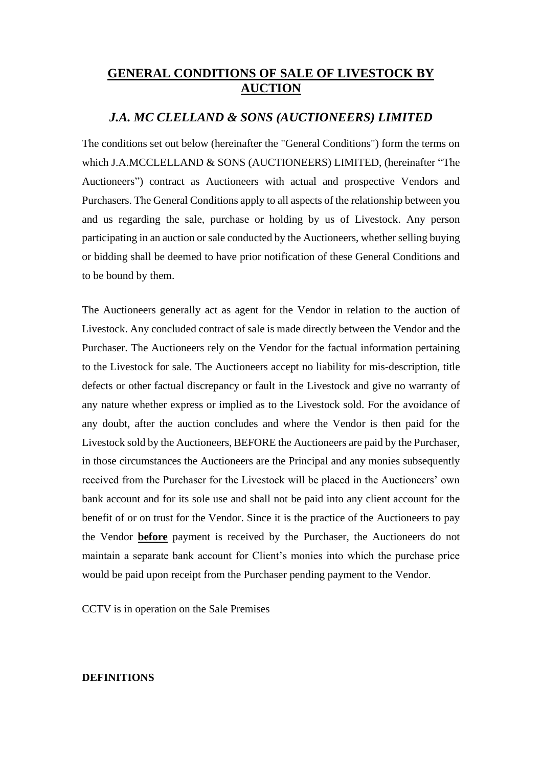# GENERAL CONDITIONS OF SALE OF LIVESTOCK BY AUCTION

## *J.A. MC CLELLAND & SONS (AUCTIONEERS) LIMITED*

The conditions set out below (hereinafter the "General Conditions") form the terms on which J.A.MCCLELLAND & SONS (AUCTIONEERS) LIMITED, (hereinafter "The Auctioneers") contract as Auctioneers with actual and prospective Vendors and Purchasers. The General Conditions apply to all aspects of the relationship between you and us regarding the sale, purchase or holding by us of Livestock. Any person participating in an auction or sale conducted by the Auctioneers, whether selling buying or bidding shall be deemed to have prior notification of these General Conditions and to be bound by them.

The Auctioneers generally act as agent for the Vendor in relation to the auction of Livestock. Any concluded contract of sale is made directly between the Vendor and the Purchaser. The Auctioneers rely on the Vendor for the factual information pertaining to the Livestock for sale. The Auctioneers accept no liability for mis-description, title defects or other factual discrepancy or fault in the Livestock and give no warranty of any nature whether express or implied as to the Livestock sold. For the avoidance of any doubt, after the auction concludes and where the Vendor is then paid for the Livestock sold by the Auctioneers, BEFORE the Auctioneers are paid by the Purchaser, in those circumstances the Auctioneers are the Principal and any monies subsequently received from the Purchaser for the Livestock will be placed in the Auctioneers' own bank account and for its sole use and shall not be paid into any client account for the benefit of or on trust for the Vendor. Since it is the practice of the Auctioneers to pay the Vendor **before** payment is received by the Purchaser, the Auctioneers do not maintain a separate bank account for Client's monies into which the purchase price would be paid upon receipt from the Purchaser pending payment to the Vendor.

CCTV is in operation on the Sale Premises

**DEFINITIONS**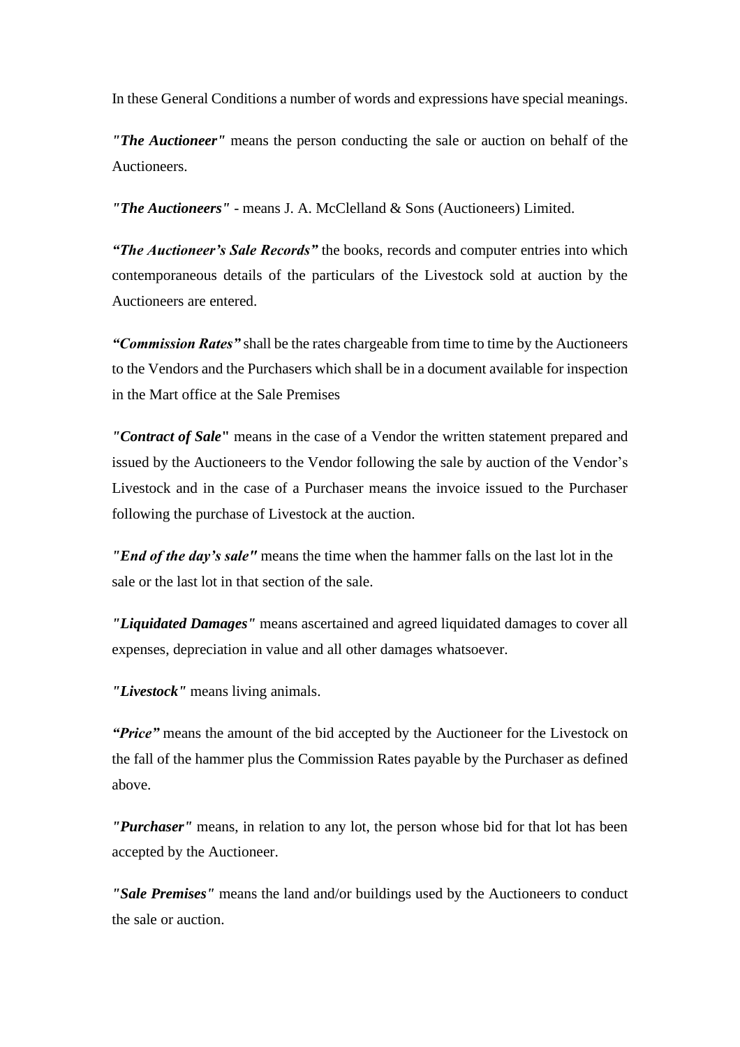In these General Conditions a number of words and expressions have special meanings.

***"The Auctioneer"*** means the person conducting the sale or auction on behalf of the Auctioneers.

***"The Auctioneers"*** - means J. A. McClelland & Sons (Auctioneers) Limited.

***“The Auctioneer’s Sale Records”*** the books, records and computer entries into which contemporaneous details of the particulars of the Livestock sold at auction by the Auctioneers are entered.

***“Commission Rates”*** shall be the rates chargeable from time to time by the Auctioneers to the Vendors and the Purchasers which shall be in a document available for inspection in the Mart office at the Sale Premises

***"Contract of Sale*"** means in the case of a Vendor the written statement prepared and issued by the Auctioneers to the Vendor following the sale by auction of the Vendor’s Livestock and in the case of a Purchaser means the invoice issued to the Purchaser following the purchase of Livestock at the auction.

***"End of the day’s sale"*** means the time when the hammer falls on the last lot in the sale or the last lot in that section of the sale.

***"Liquidated Damages"*** means ascertained and agreed liquidated damages to cover all expenses, depreciation in value and all other damages whatsoever.

***"Livestock"*** means living animals.

***“Price”*** means the amount of the bid accepted by the Auctioneer for the Livestock on the fall of the hammer plus the Commission Rates payable by the Purchaser as defined above.

***"Purchaser"*** means, in relation to any lot, the person whose bid for that lot has been accepted by the Auctioneer.

***"Sale Premises"*** means the land and/or buildings used by the Auctioneers to conduct the sale or auction.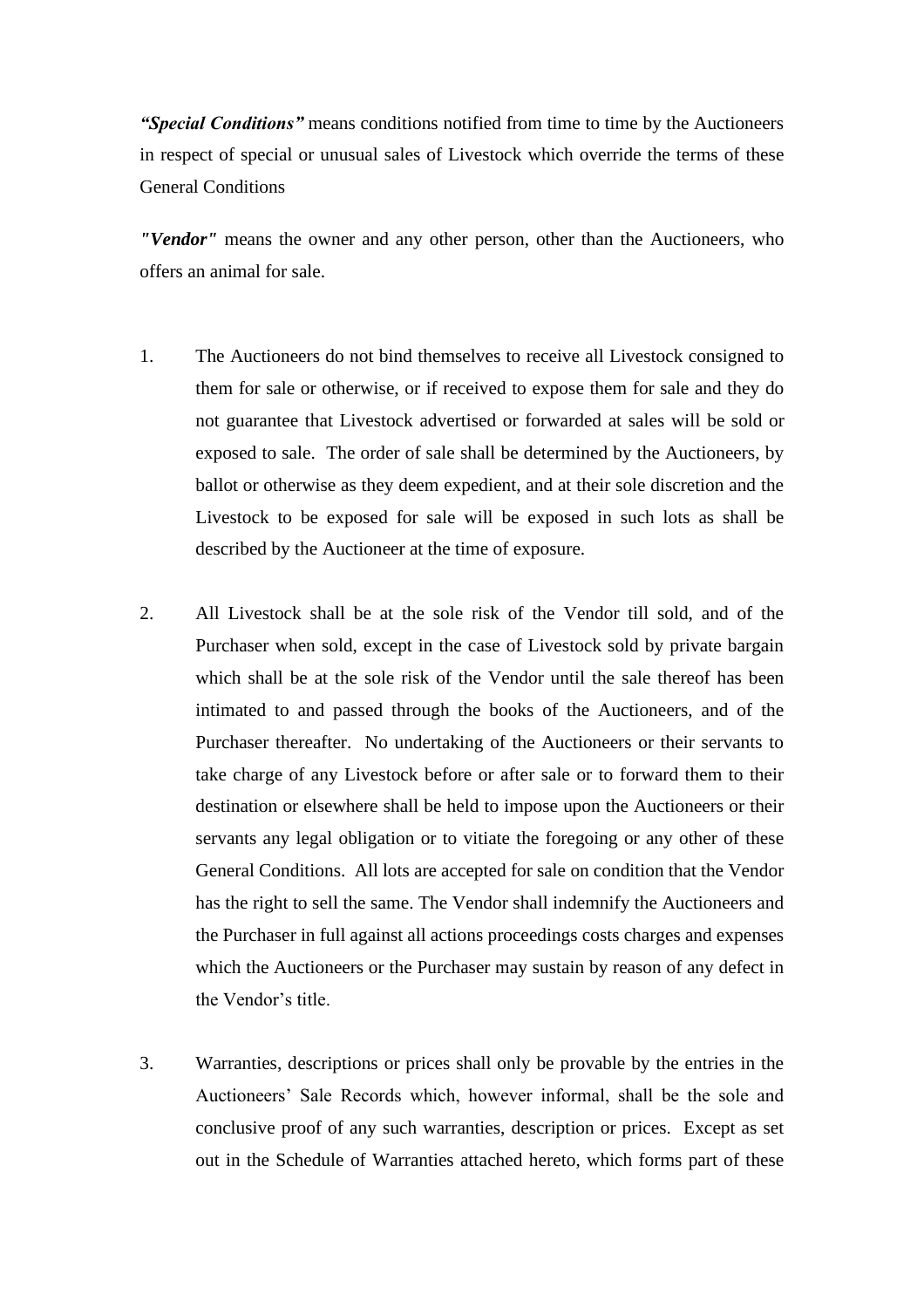***"Special Conditions"*** means conditions notified from time to time by the Auctioneers in respect of special or unusual sales of Livestock which override the terms of these General Conditions

***"Vendor"*** means the owner and any other person, other than the Auctioneers, who offers an animal for sale.

1. The Auctioneers do not bind themselves to receive all Livestock consigned to them for sale or otherwise, or if received to expose them for sale and they do not guarantee that Livestock advertised or forwarded at sales will be sold or exposed to sale. The order of sale shall be determined by the Auctioneers, by ballot or otherwise as they deem expedient, and at their sole discretion and the Livestock to be exposed for sale will be exposed in such lots as shall be described by the Auctioneer at the time of exposure.

2. All Livestock shall be at the sole risk of the Vendor till sold, and of the Purchaser when sold, except in the case of Livestock sold by private bargain which shall be at the sole risk of the Vendor until the sale thereof has been intimated to and passed through the books of the Auctioneers, and of the Purchaser thereafter. No undertaking of the Auctioneers or their servants to take charge of any Livestock before or after sale or to forward them to their destination or elsewhere shall be held to impose upon the Auctioneers or their servants any legal obligation or to vitiate the foregoing or any other of these General Conditions. All lots are accepted for sale on condition that the Vendor has the right to sell the same. The Vendor shall indemnify the Auctioneers and the Purchaser in full against all actions proceedings costs charges and expenses which the Auctioneers or the Purchaser may sustain by reason of any defect in the Vendor's title.

3. Warranties, descriptions or prices shall only be provable by the entries in the Auctioneers' Sale Records which, however informal, shall be the sole and conclusive proof of any such warranties, description or prices. Except as set out in the Schedule of Warranties attached hereto, which forms part of these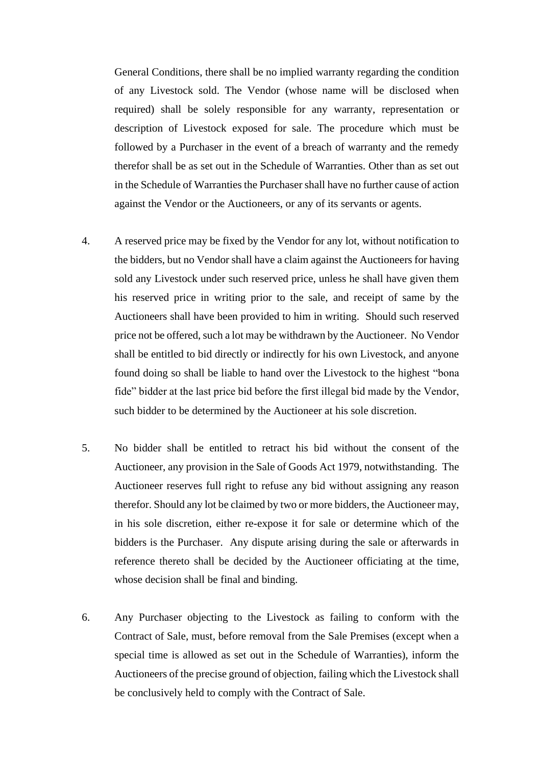General Conditions, there shall be no implied warranty regarding the condition of any Livestock sold. The Vendor (whose name will be disclosed when required) shall be solely responsible for any warranty, representation or description of Livestock exposed for sale. The procedure which must be followed by a Purchaser in the event of a breach of warranty and the remedy therefor shall be as set out in the Schedule of Warranties. Other than as set out in the Schedule of Warranties the Purchaser shall have no further cause of action against the Vendor or the Auctioneers, or any of its servants or agents.

4. A reserved price may be fixed by the Vendor for any lot, without notification to the bidders, but no Vendor shall have a claim against the Auctioneers for having sold any Livestock under such reserved price, unless he shall have given them his reserved price in writing prior to the sale, and receipt of same by the Auctioneers shall have been provided to him in writing. Should such reserved price not be offered, such a lot may be withdrawn by the Auctioneer. No Vendor shall be entitled to bid directly or indirectly for his own Livestock, and anyone found doing so shall be liable to hand over the Livestock to the highest "bona fide" bidder at the last price bid before the first illegal bid made by the Vendor, such bidder to be determined by the Auctioneer at his sole discretion.

5. No bidder shall be entitled to retract his bid without the consent of the Auctioneer, any provision in the Sale of Goods Act 1979, notwithstanding. The Auctioneer reserves full right to refuse any bid without assigning any reason therefor. Should any lot be claimed by two or more bidders, the Auctioneer may, in his sole discretion, either re-expose it for sale or determine which of the bidders is the Purchaser. Any dispute arising during the sale or afterwards in reference thereto shall be decided by the Auctioneer officiating at the time, whose decision shall be final and binding.

6. Any Purchaser objecting to the Livestock as failing to conform with the Contract of Sale, must, before removal from the Sale Premises (except when a special time is allowed as set out in the Schedule of Warranties), inform the Auctioneers of the precise ground of objection, failing which the Livestock shall be conclusively held to comply with the Contract of Sale.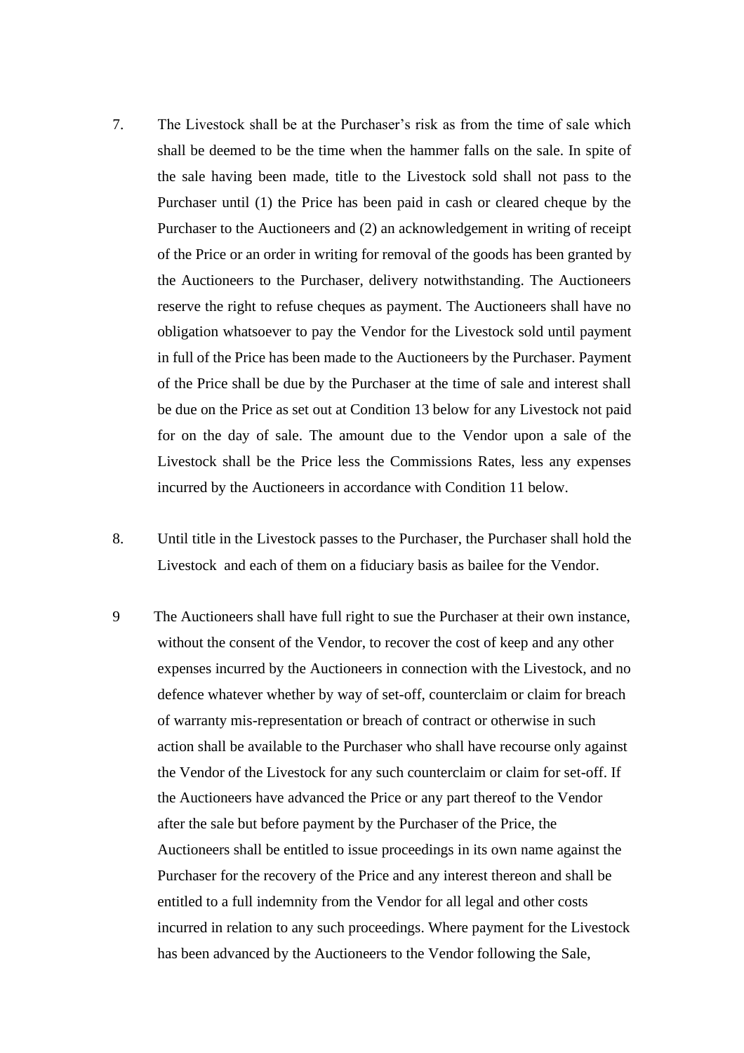7. The Livestock shall be at the Purchaser's risk as from the time of sale which shall be deemed to be the time when the hammer falls on the sale. In spite of the sale having been made, title to the Livestock sold shall not pass to the Purchaser until (1) the Price has been paid in cash or cleared cheque by the Purchaser to the Auctioneers and (2) an acknowledgement in writing of receipt of the Price or an order in writing for removal of the goods has been granted by the Auctioneers to the Purchaser, delivery notwithstanding. The Auctioneers reserve the right to refuse cheques as payment. The Auctioneers shall have no obligation whatsoever to pay the Vendor for the Livestock sold until payment in full of the Price has been made to the Auctioneers by the Purchaser. Payment of the Price shall be due by the Purchaser at the time of sale and interest shall be due on the Price as set out at Condition 13 below for any Livestock not paid for on the day of sale. The amount due to the Vendor upon a sale of the Livestock shall be the Price less the Commissions Rates, less any expenses incurred by the Auctioneers in accordance with Condition 11 below.

8. Until title in the Livestock passes to the Purchaser, the Purchaser shall hold the Livestock and each of them on a fiduciary basis as bailee for the Vendor.

9 The Auctioneers shall have full right to sue the Purchaser at their own instance, without the consent of the Vendor, to recover the cost of keep and any other expenses incurred by the Auctioneers in connection with the Livestock, and no defence whatever whether by way of set-off, counterclaim or claim for breach of warranty mis-representation or breach of contract or otherwise in such action shall be available to the Purchaser who shall have recourse only against the Vendor of the Livestock for any such counterclaim or claim for set-off. If the Auctioneers have advanced the Price or any part thereof to the Vendor after the sale but before payment by the Purchaser of the Price, the Auctioneers shall be entitled to issue proceedings in its own name against the Purchaser for the recovery of the Price and any interest thereon and shall be entitled to a full indemnity from the Vendor for all legal and other costs incurred in relation to any such proceedings. Where payment for the Livestock has been advanced by the Auctioneers to the Vendor following the Sale,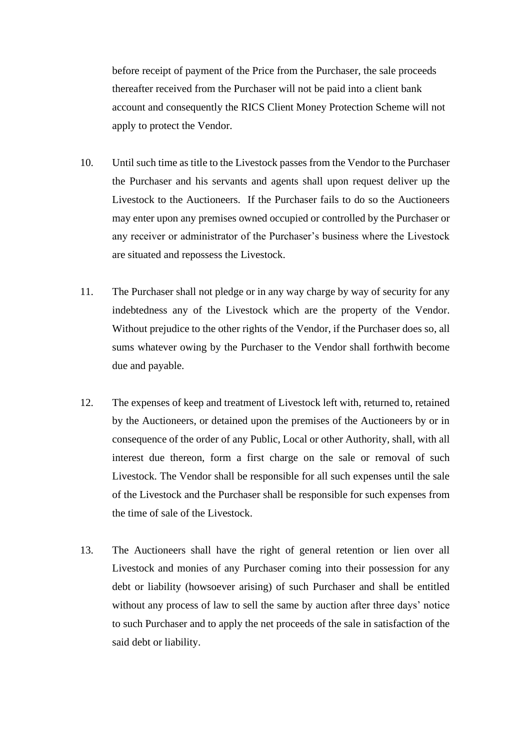before receipt of payment of the Price from the Purchaser, the sale proceeds thereafter received from the Purchaser will not be paid into a client bank account and consequently the RICS Client Money Protection Scheme will not apply to protect the Vendor.

10. Until such time as title to the Livestock passes from the Vendor to the Purchaser the Purchaser and his servants and agents shall upon request deliver up the Livestock to the Auctioneers. If the Purchaser fails to do so the Auctioneers may enter upon any premises owned occupied or controlled by the Purchaser or any receiver or administrator of the Purchaser's business where the Livestock are situated and repossess the Livestock.

11. The Purchaser shall not pledge or in any way charge by way of security for any indebtedness any of the Livestock which are the property of the Vendor. Without prejudice to the other rights of the Vendor, if the Purchaser does so, all sums whatever owing by the Purchaser to the Vendor shall forthwith become due and payable.

12. The expenses of keep and treatment of Livestock left with, returned to, retained by the Auctioneers, or detained upon the premises of the Auctioneers by or in consequence of the order of any Public, Local or other Authority, shall, with all interest due thereon, form a first charge on the sale or removal of such Livestock. The Vendor shall be responsible for all such expenses until the sale of the Livestock and the Purchaser shall be responsible for such expenses from the time of sale of the Livestock.

13. The Auctioneers shall have the right of general retention or lien over all Livestock and monies of any Purchaser coming into their possession for any debt or liability (howsoever arising) of such Purchaser and shall be entitled without any process of law to sell the same by auction after three days' notice to such Purchaser and to apply the net proceeds of the sale in satisfaction of the said debt or liability.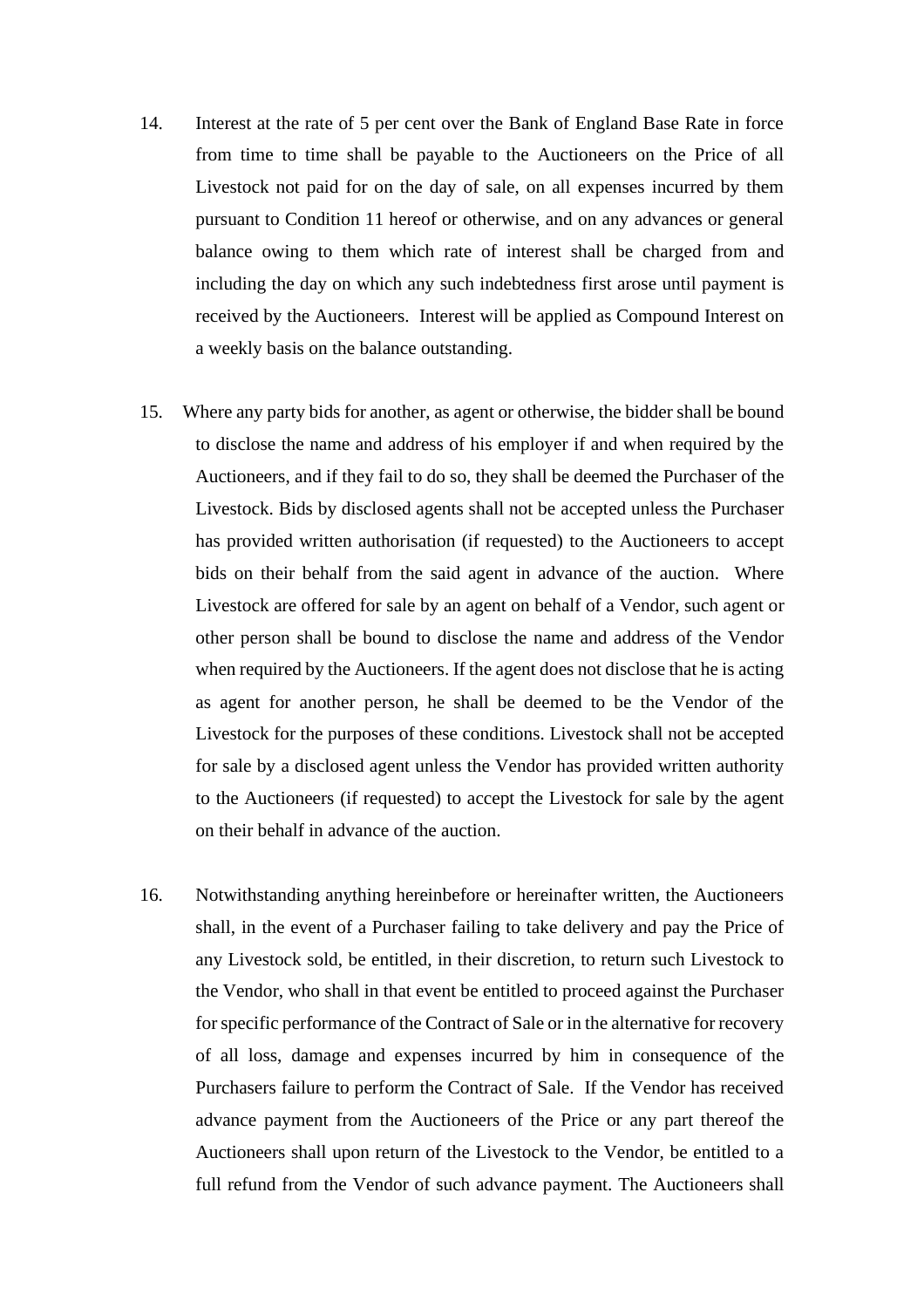14. Interest at the rate of 5 per cent over the Bank of England Base Rate in force from time to time shall be payable to the Auctioneers on the Price of all Livestock not paid for on the day of sale, on all expenses incurred by them pursuant to Condition 11 hereof or otherwise, and on any advances or general balance owing to them which rate of interest shall be charged from and including the day on which any such indebtedness first arose until payment is received by the Auctioneers. Interest will be applied as Compound Interest on a weekly basis on the balance outstanding.

15. Where any party bids for another, as agent or otherwise, the bidder shall be bound to disclose the name and address of his employer if and when required by the Auctioneers, and if they fail to do so, they shall be deemed the Purchaser of the Livestock. Bids by disclosed agents shall not be accepted unless the Purchaser has provided written authorisation (if requested) to the Auctioneers to accept bids on their behalf from the said agent in advance of the auction. Where Livestock are offered for sale by an agent on behalf of a Vendor, such agent or other person shall be bound to disclose the name and address of the Vendor when required by the Auctioneers. If the agent does not disclose that he is acting as agent for another person, he shall be deemed to be the Vendor of the Livestock for the purposes of these conditions. Livestock shall not be accepted for sale by a disclosed agent unless the Vendor has provided written authority to the Auctioneers (if requested) to accept the Livestock for sale by the agent on their behalf in advance of the auction.

16. Notwithstanding anything hereinbefore or hereinafter written, the Auctioneers shall, in the event of a Purchaser failing to take delivery and pay the Price of any Livestock sold, be entitled, in their discretion, to return such Livestock to the Vendor, who shall in that event be entitled to proceed against the Purchaser for specific performance of the Contract of Sale or in the alternative for recovery of all loss, damage and expenses incurred by him in consequence of the Purchasers failure to perform the Contract of Sale. If the Vendor has received advance payment from the Auctioneers of the Price or any part thereof the Auctioneers shall upon return of the Livestock to the Vendor, be entitled to a full refund from the Vendor of such advance payment. The Auctioneers shall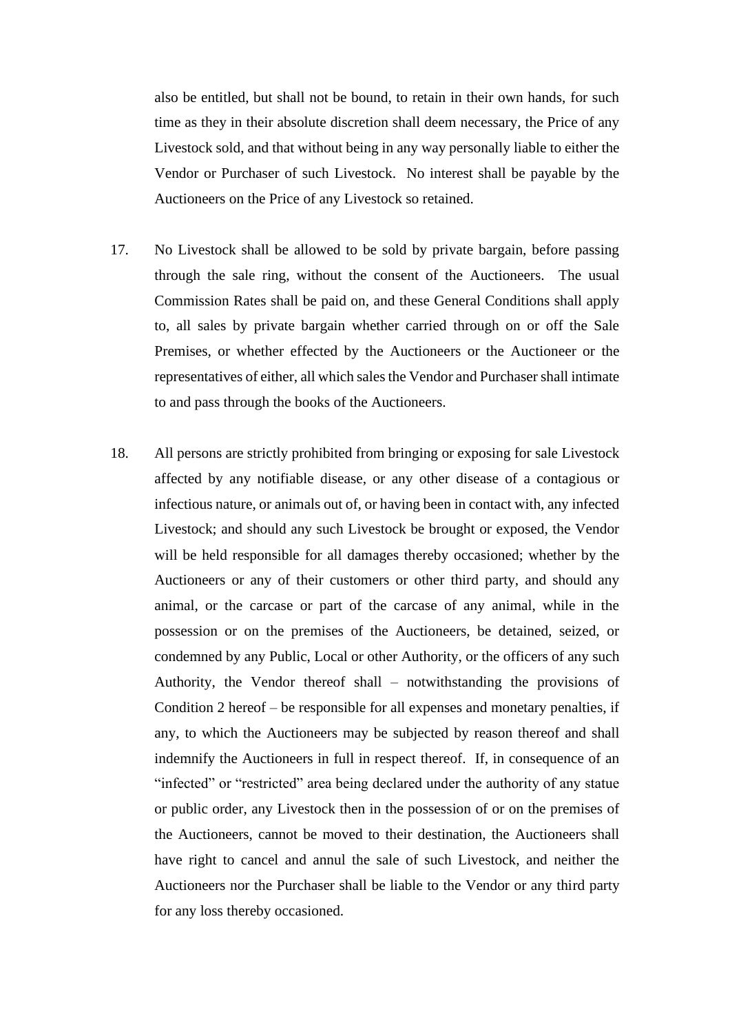also be entitled, but shall not be bound, to retain in their own hands, for such time as they in their absolute discretion shall deem necessary, the Price of any Livestock sold, and that without being in any way personally liable to either the Vendor or Purchaser of such Livestock. No interest shall be payable by the Auctioneers on the Price of any Livestock so retained.

17. No Livestock shall be allowed to be sold by private bargain, before passing through the sale ring, without the consent of the Auctioneers. The usual Commission Rates shall be paid on, and these General Conditions shall apply to, all sales by private bargain whether carried through on or off the Sale Premises, or whether effected by the Auctioneers or the Auctioneer or the representatives of either, all which sales the Vendor and Purchaser shall intimate to and pass through the books of the Auctioneers.

18. All persons are strictly prohibited from bringing or exposing for sale Livestock affected by any notifiable disease, or any other disease of a contagious or infectious nature, or animals out of, or having been in contact with, any infected Livestock; and should any such Livestock be brought or exposed, the Vendor will be held responsible for all damages thereby occasioned; whether by the Auctioneers or any of their customers or other third party, and should any animal, or the carcase or part of the carcase of any animal, while in the possession or on the premises of the Auctioneers, be detained, seized, or condemned by any Public, Local or other Authority, or the officers of any such Authority, the Vendor thereof shall – notwithstanding the provisions of Condition 2 hereof – be responsible for all expenses and monetary penalties, if any, to which the Auctioneers may be subjected by reason thereof and shall indemnify the Auctioneers in full in respect thereof. If, in consequence of an "infected" or "restricted" area being declared under the authority of any statue or public order, any Livestock then in the possession of or on the premises of the Auctioneers, cannot be moved to their destination, the Auctioneers shall have right to cancel and annul the sale of such Livestock, and neither the Auctioneers nor the Purchaser shall be liable to the Vendor or any third party for any loss thereby occasioned.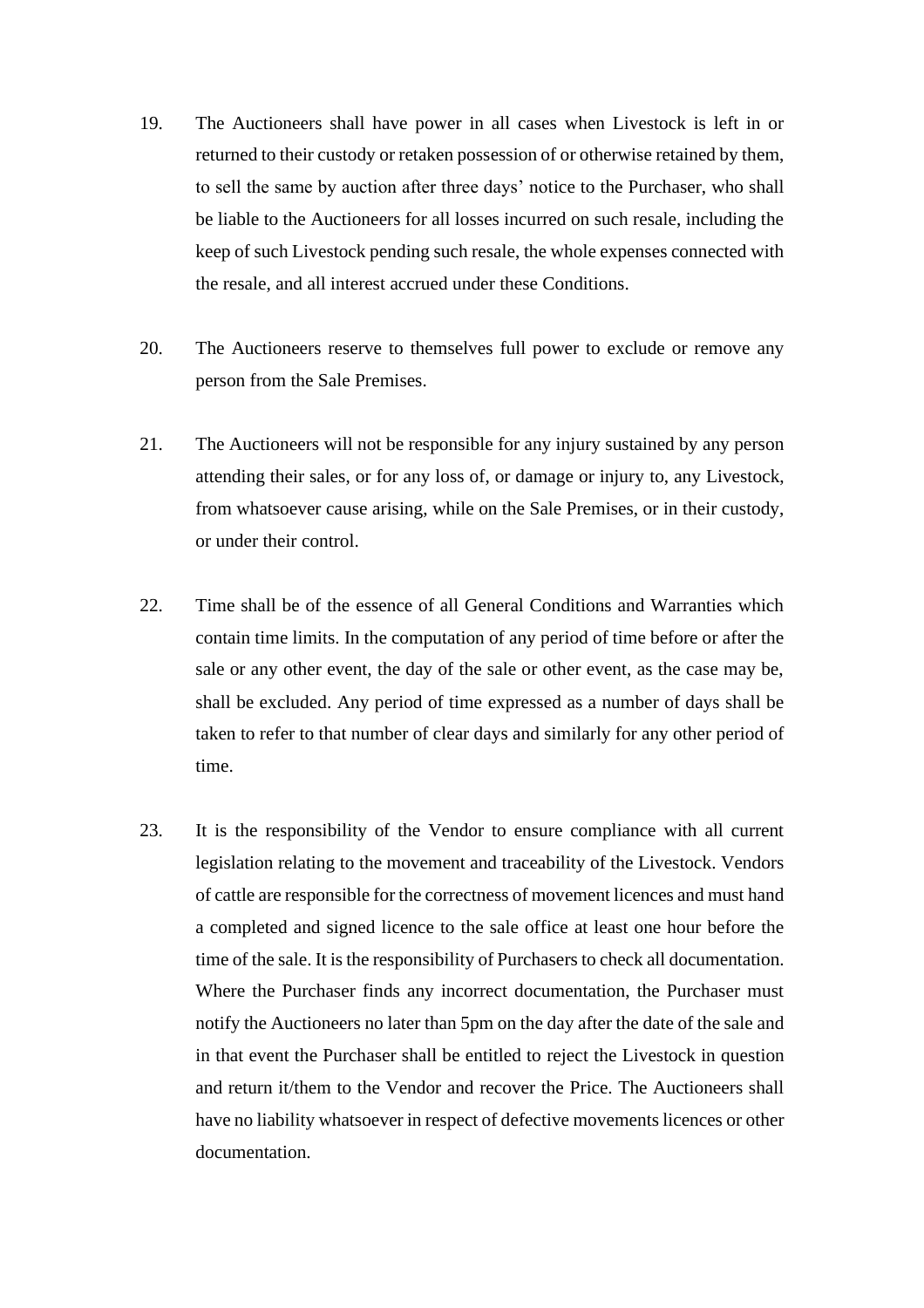19. The Auctioneers shall have power in all cases when Livestock is left in or returned to their custody or retaken possession of or otherwise retained by them, to sell the same by auction after three days' notice to the Purchaser, who shall be liable to the Auctioneers for all losses incurred on such resale, including the keep of such Livestock pending such resale, the whole expenses connected with the resale, and all interest accrued under these Conditions.

20. The Auctioneers reserve to themselves full power to exclude or remove any person from the Sale Premises.

21. The Auctioneers will not be responsible for any injury sustained by any person attending their sales, or for any loss of, or damage or injury to, any Livestock, from whatsoever cause arising, while on the Sale Premises, or in their custody, or under their control.

22. Time shall be of the essence of all General Conditions and Warranties which contain time limits. In the computation of any period of time before or after the sale or any other event, the day of the sale or other event, as the case may be, shall be excluded. Any period of time expressed as a number of days shall be taken to refer to that number of clear days and similarly for any other period of time.

23. It is the responsibility of the Vendor to ensure compliance with all current legislation relating to the movement and traceability of the Livestock. Vendors of cattle are responsible for the correctness of movement licences and must hand a completed and signed licence to the sale office at least one hour before the time of the sale. It is the responsibility of Purchasers to check all documentation. Where the Purchaser finds any incorrect documentation, the Purchaser must notify the Auctioneers no later than 5pm on the day after the date of the sale and in that event the Purchaser shall be entitled to reject the Livestock in question and return it/them to the Vendor and recover the Price. The Auctioneers shall have no liability whatsoever in respect of defective movements licences or other documentation.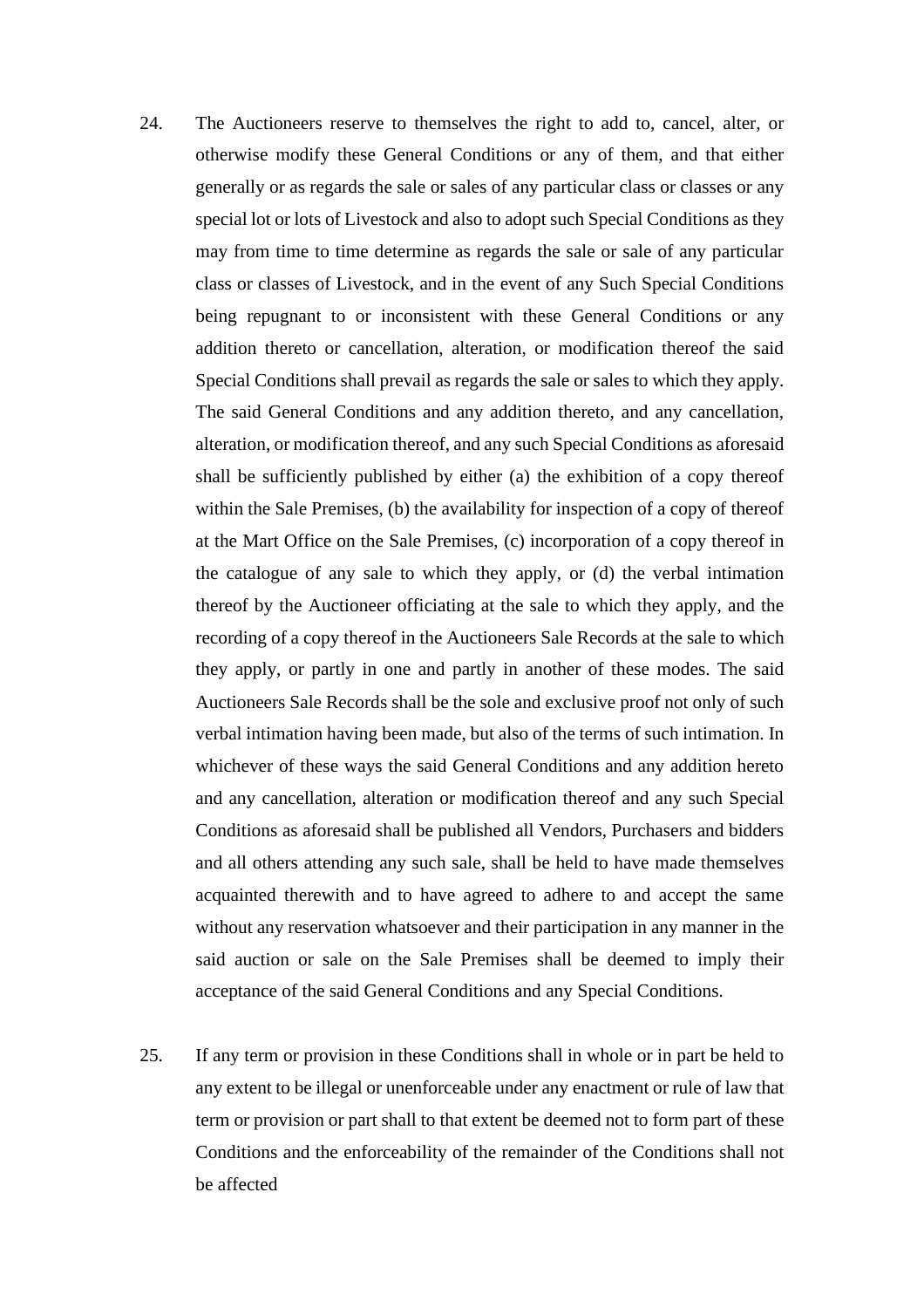24. The Auctioneers reserve to themselves the right to add to, cancel, alter, or otherwise modify these General Conditions or any of them, and that either generally or as regards the sale or sales of any particular class or classes or any special lot or lots of Livestock and also to adopt such Special Conditions as they may from time to time determine as regards the sale or sale of any particular class or classes of Livestock, and in the event of any Such Special Conditions being repugnant to or inconsistent with these General Conditions or any addition thereto or cancellation, alteration, or modification thereof the said Special Conditions shall prevail as regards the sale or sales to which they apply. The said General Conditions and any addition thereto, and any cancellation, alteration, or modification thereof, and any such Special Conditions as aforesaid shall be sufficiently published by either (a) the exhibition of a copy thereof within the Sale Premises, (b) the availability for inspection of a copy of thereof at the Mart Office on the Sale Premises, (c) incorporation of a copy thereof in the catalogue of any sale to which they apply, or (d) the verbal intimation thereof by the Auctioneer officiating at the sale to which they apply, and the recording of a copy thereof in the Auctioneers Sale Records at the sale to which they apply, or partly in one and partly in another of these modes. The said Auctioneers Sale Records shall be the sole and exclusive proof not only of such verbal intimation having been made, but also of the terms of such intimation. In whichever of these ways the said General Conditions and any addition hereto and any cancellation, alteration or modification thereof and any such Special Conditions as aforesaid shall be published all Vendors, Purchasers and bidders and all others attending any such sale, shall be held to have made themselves acquainted therewith and to have agreed to adhere to and accept the same without any reservation whatsoever and their participation in any manner in the said auction or sale on the Sale Premises shall be deemed to imply their acceptance of the said General Conditions and any Special Conditions.

25. If any term or provision in these Conditions shall in whole or in part be held to any extent to be illegal or unenforceable under any enactment or rule of law that term or provision or part shall to that extent be deemed not to form part of these Conditions and the enforceability of the remainder of the Conditions shall not be affected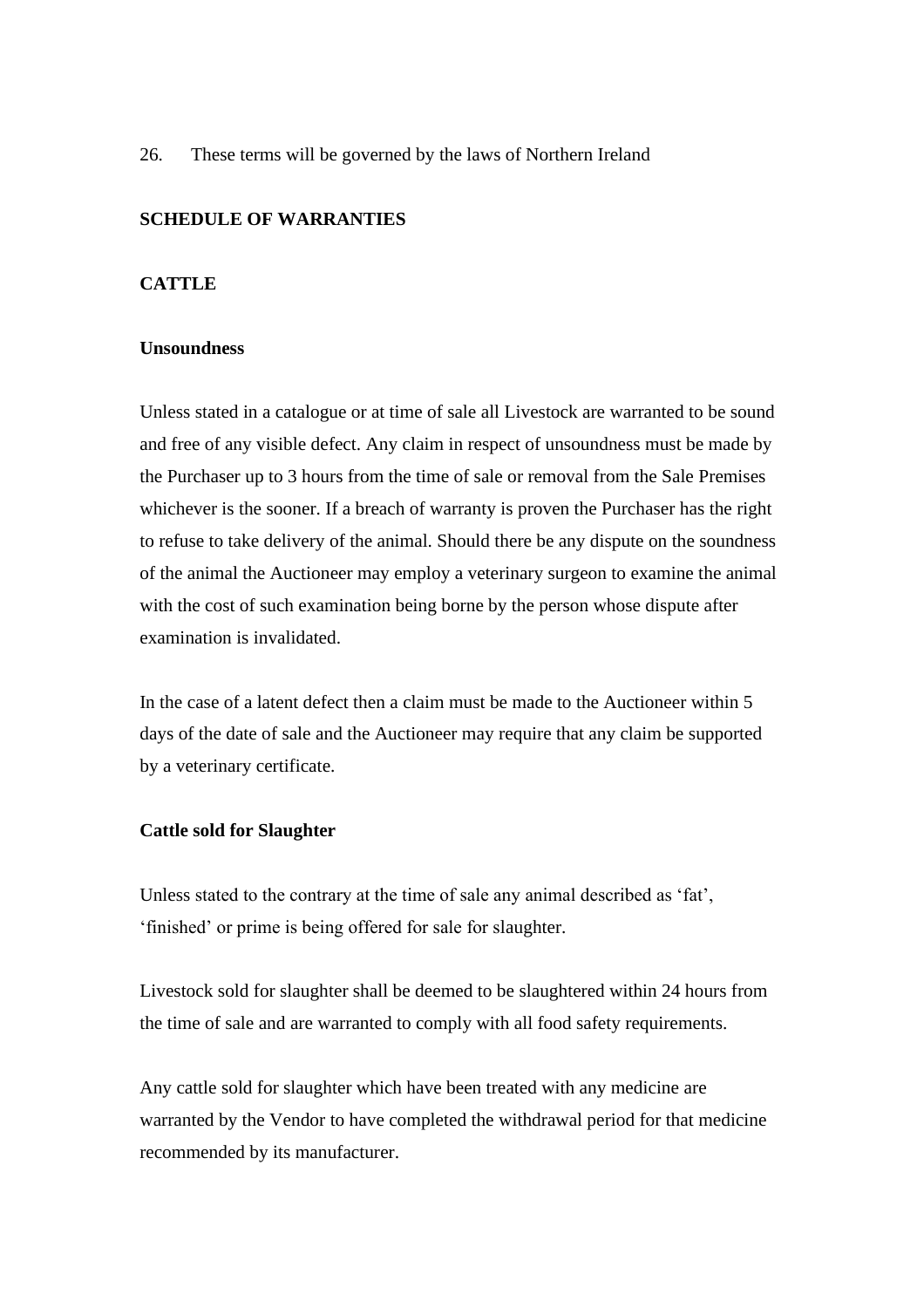26. These terms will be governed by the laws of Northern Ireland

**SCHEDULE OF WARRANTIES**

**CATTLE**

**Unsoundness**

Unless stated in a catalogue or at time of sale all Livestock are warranted to be sound and free of any visible defect. Any claim in respect of unsoundness must be made by the Purchaser up to 3 hours from the time of sale or removal from the Sale Premises whichever is the sooner. If a breach of warranty is proven the Purchaser has the right to refuse to take delivery of the animal. Should there be any dispute on the soundness of the animal the Auctioneer may employ a veterinary surgeon to examine the animal with the cost of such examination being borne by the person whose dispute after examination is invalidated.

In the case of a latent defect then a claim must be made to the Auctioneer within 5 days of the date of sale and the Auctioneer may require that any claim be supported by a veterinary certificate.

**Cattle sold for Slaughter**

Unless stated to the contrary at the time of sale any animal described as 'fat', 'finished' or prime is being offered for sale for slaughter.

Livestock sold for slaughter shall be deemed to be slaughtered within 24 hours from the time of sale and are warranted to comply with all food safety requirements.

Any cattle sold for slaughter which have been treated with any medicine are warranted by the Vendor to have completed the withdrawal period for that medicine recommended by its manufacturer.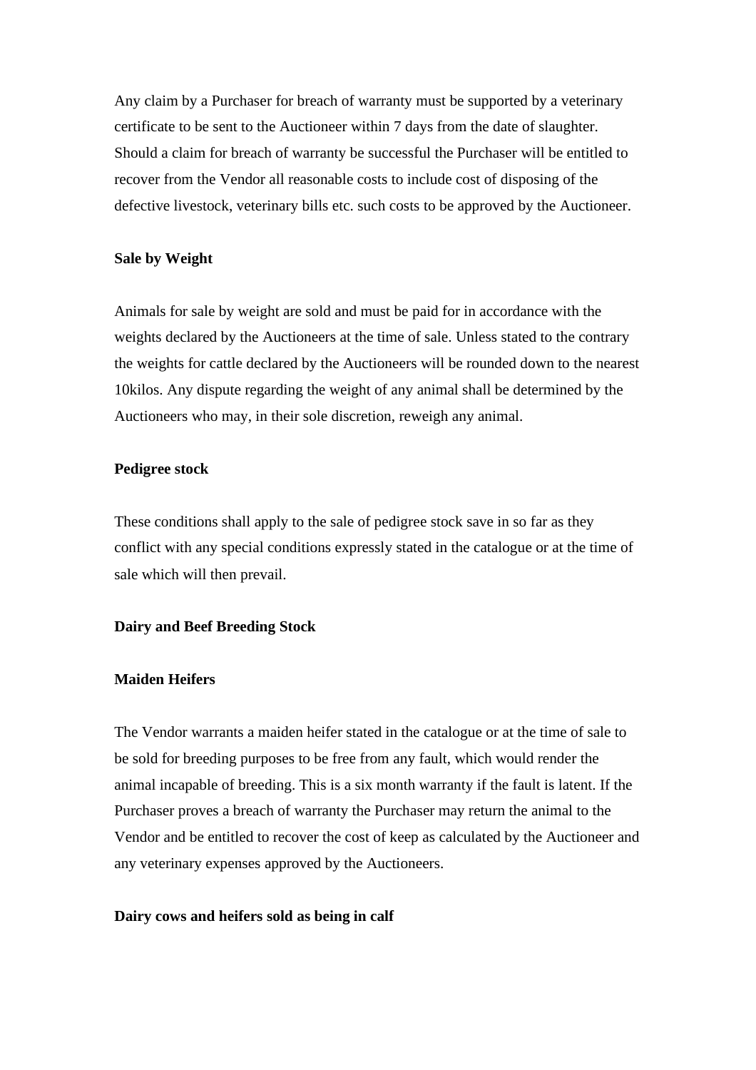Any claim by a Purchaser for breach of warranty must be supported by a veterinary certificate to be sent to the Auctioneer within 7 days from the date of slaughter. Should a claim for breach of warranty be successful the Purchaser will be entitled to recover from the Vendor all reasonable costs to include cost of disposing of the defective livestock, veterinary bills etc. such costs to be approved by the Auctioneer.

**Sale by Weight**

Animals for sale by weight are sold and must be paid for in accordance with the weights declared by the Auctioneers at the time of sale. Unless stated to the contrary the weights for cattle declared by the Auctioneers will be rounded down to the nearest 10kilos. Any dispute regarding the weight of any animal shall be determined by the Auctioneers who may, in their sole discretion, reweigh any animal.

**Pedigree stock**

These conditions shall apply to the sale of pedigree stock save in so far as they conflict with any special conditions expressly stated in the catalogue or at the time of sale which will then prevail.

**Dairy and Beef Breeding Stock**

**Maiden Heifers**

The Vendor warrants a maiden heifer stated in the catalogue or at the time of sale to be sold for breeding purposes to be free from any fault, which would render the animal incapable of breeding. This is a six month warranty if the fault is latent. If the Purchaser proves a breach of warranty the Purchaser may return the animal to the Vendor and be entitled to recover the cost of keep as calculated by the Auctioneer and any veterinary expenses approved by the Auctioneers.

**Dairy cows and heifers sold as being in calf**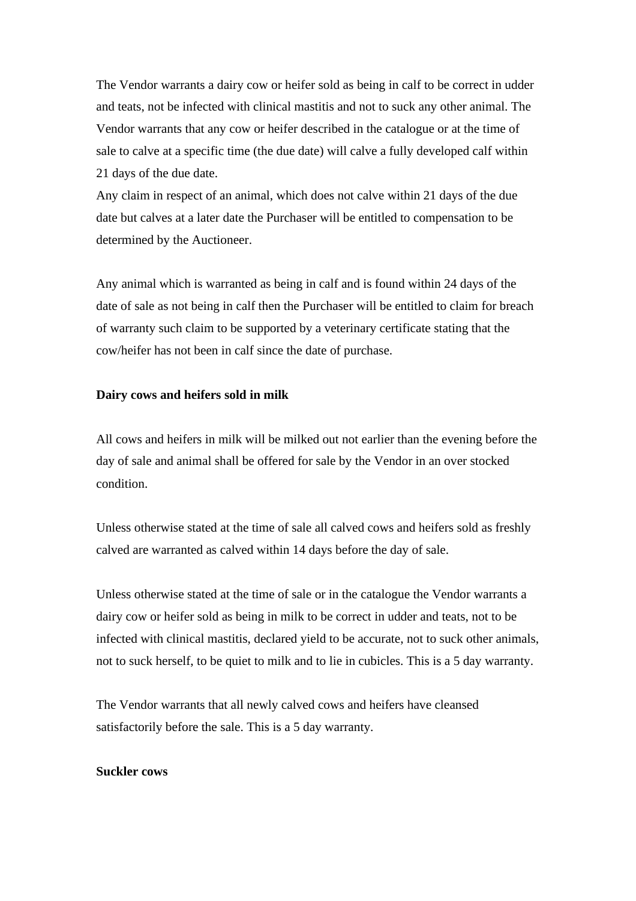The Vendor warrants a dairy cow or heifer sold as being in calf to be correct in udder and teats, not be infected with clinical mastitis and not to suck any other animal. The Vendor warrants that any cow or heifer described in the catalogue or at the time of sale to calve at a specific time (the due date) will calve a fully developed calf within 21 days of the due date.
Any claim in respect of an animal, which does not calve within 21 days of the due date but calves at a later date the Purchaser will be entitled to compensation to be determined by the Auctioneer.

Any animal which is warranted as being in calf and is found within 24 days of the date of sale as not being in calf then the Purchaser will be entitled to claim for breach of warranty such claim to be supported by a veterinary certificate stating that the cow/heifer has not been in calf since the date of purchase.

**Dairy cows and heifers sold in milk**

All cows and heifers in milk will be milked out not earlier than the evening before the day of sale and animal shall be offered for sale by the Vendor in an over stocked condition.

Unless otherwise stated at the time of sale all calved cows and heifers sold as freshly calved are warranted as calved within 14 days before the day of sale.

Unless otherwise stated at the time of sale or in the catalogue the Vendor warrants a dairy cow or heifer sold as being in milk to be correct in udder and teats, not to be infected with clinical mastitis, declared yield to be accurate, not to suck other animals, not to suck herself, to be quiet to milk and to lie in cubicles. This is a 5 day warranty.

The Vendor warrants that all newly calved cows and heifers have cleansed satisfactorily before the sale. This is a 5 day warranty.

**Suckler cows**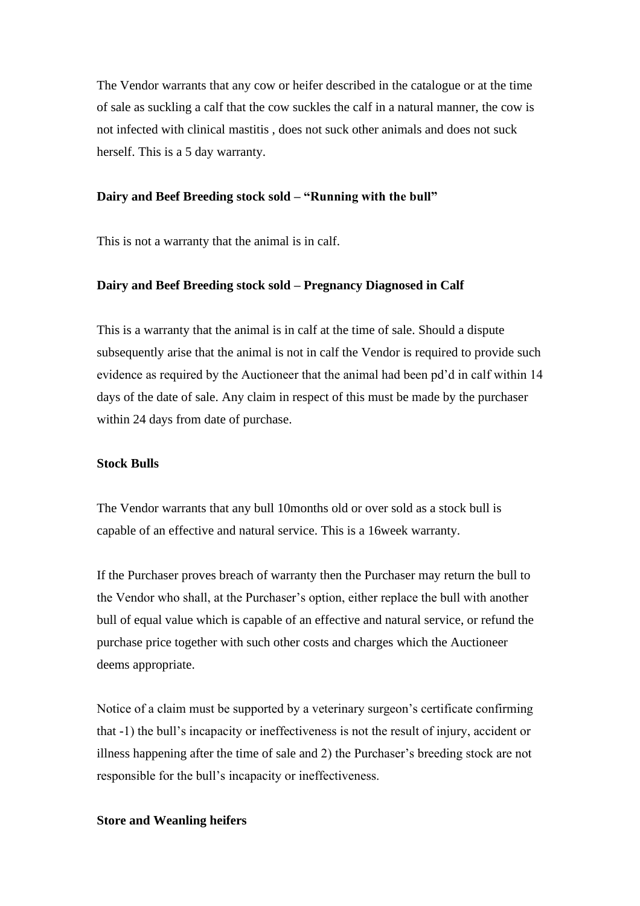The Vendor warrants that any cow or heifer described in the catalogue or at the time of sale as suckling a calf that the cow suckles the calf in a natural manner, the cow is not infected with clinical mastitis , does not suck other animals and does not suck herself. This is a 5 day warranty.

**Dairy and Beef Breeding stock sold – "Running with the bull"**

This is not a warranty that the animal is in calf.

**Dairy and Beef Breeding stock sold – Pregnancy Diagnosed in Calf**

This is a warranty that the animal is in calf at the time of sale. Should a dispute subsequently arise that the animal is not in calf the Vendor is required to provide such evidence as required by the Auctioneer that the animal had been pd'd in calf within 14 days of the date of sale. Any claim in respect of this must be made by the purchaser within 24 days from date of purchase.

**Stock Bulls**

The Vendor warrants that any bull 10months old or over sold as a stock bull is capable of an effective and natural service. This is a 16week warranty.

If the Purchaser proves breach of warranty then the Purchaser may return the bull to the Vendor who shall, at the Purchaser's option, either replace the bull with another bull of equal value which is capable of an effective and natural service, or refund the purchase price together with such other costs and charges which the Auctioneer deems appropriate.

Notice of a claim must be supported by a veterinary surgeon's certificate confirming that -1) the bull's incapacity or ineffectiveness is not the result of injury, accident or illness happening after the time of sale and 2) the Purchaser's breeding stock are not responsible for the bull's incapacity or ineffectiveness.

**Store and Weanling heifers**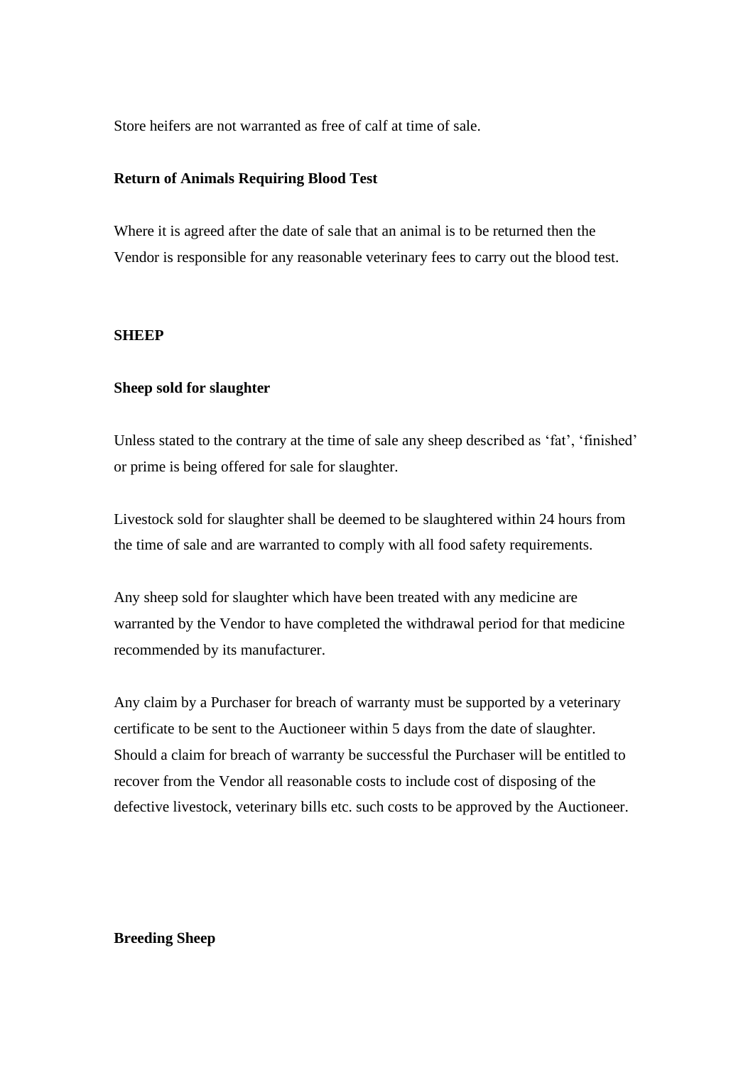Store heifers are not warranted as free of calf at time of sale.

**Return of Animals Requiring Blood Test**

Where it is agreed after the date of sale that an animal is to be returned then the Vendor is responsible for any reasonable veterinary fees to carry out the blood test.

## SHEEP

**Sheep sold for slaughter**

Unless stated to the contrary at the time of sale any sheep described as ‘fat’, ‘finished’ or prime is being offered for sale for slaughter.

Livestock sold for slaughter shall be deemed to be slaughtered within 24 hours from the time of sale and are warranted to comply with all food safety requirements.

Any sheep sold for slaughter which have been treated with any medicine are warranted by the Vendor to have completed the withdrawal period for that medicine recommended by its manufacturer.

Any claim by a Purchaser for breach of warranty must be supported by a veterinary certificate to be sent to the Auctioneer within 5 days from the date of slaughter. Should a claim for breach of warranty be successful the Purchaser will be entitled to recover from the Vendor all reasonable costs to include cost of disposing of the defective livestock, veterinary bills etc. such costs to be approved by the Auctioneer.

**Breeding Sheep**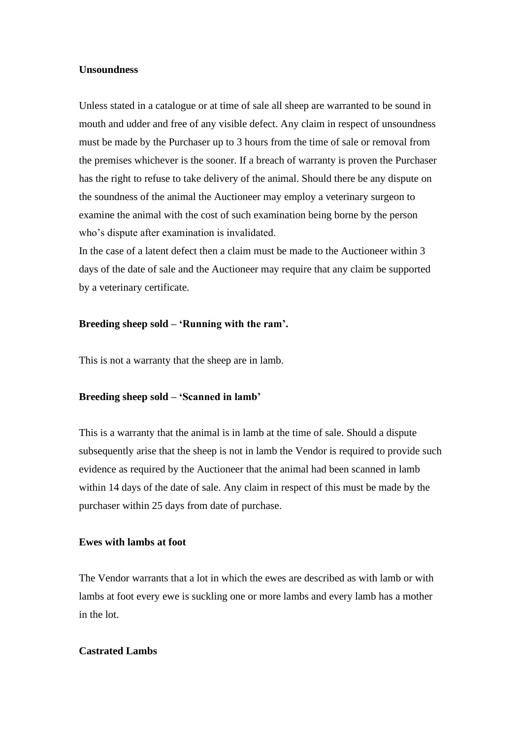**Unsoundness**

Unless stated in a catalogue or at time of sale all sheep are warranted to be sound in mouth and udder and free of any visible defect. Any claim in respect of unsoundness must be made by the Purchaser up to 3 hours from the time of sale or removal from the premises whichever is the sooner. If a breach of warranty is proven the Purchaser has the right to refuse to take delivery of the animal. Should there be any dispute on the soundness of the animal the Auctioneer may employ a veterinary surgeon to examine the animal with the cost of such examination being borne by the person who's dispute after examination is invalidated.
In the case of a latent defect then a claim must be made to the Auctioneer within 3 days of the date of sale and the Auctioneer may require that any claim be supported by a veterinary certificate.

**Breeding sheep sold – 'Running with the ram'.**

This is not a warranty that the sheep are in lamb.

**Breeding sheep sold – 'Scanned in lamb'**

This is a warranty that the animal is in lamb at the time of sale. Should a dispute subsequently arise that the sheep is not in lamb the Vendor is required to provide such evidence as required by the Auctioneer that the animal had been scanned in lamb within 14 days of the date of sale. Any claim in respect of this must be made by the purchaser within 25 days from date of purchase.

**Ewes with lambs at foot**

The Vendor warrants that a lot in which the ewes are described as with lamb or with lambs at foot every ewe is suckling one or more lambs and every lamb has a mother in the lot.

**Castrated Lambs**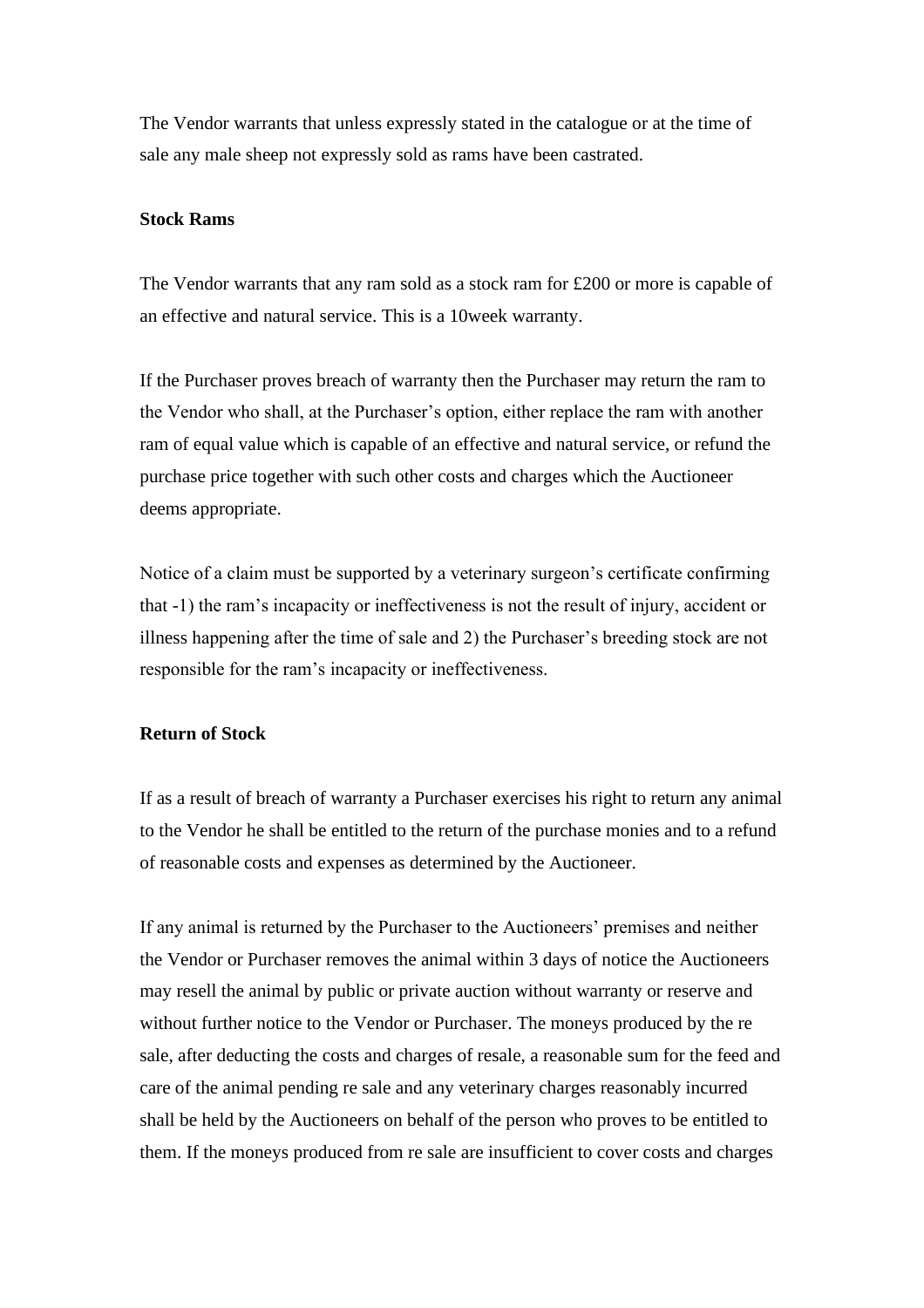The Vendor warrants that unless expressly stated in the catalogue or at the time of sale any male sheep not expressly sold as rams have been castrated.

**Stock Rams**

The Vendor warrants that any ram sold as a stock ram for £200 or more is capable of an effective and natural service. This is a 10week warranty.

If the Purchaser proves breach of warranty then the Purchaser may return the ram to the Vendor who shall, at the Purchaser's option, either replace the ram with another ram of equal value which is capable of an effective and natural service, or refund the purchase price together with such other costs and charges which the Auctioneer deems appropriate.

Notice of a claim must be supported by a veterinary surgeon's certificate confirming that -1) the ram's incapacity or ineffectiveness is not the result of injury, accident or illness happening after the time of sale and 2) the Purchaser's breeding stock are not responsible for the ram's incapacity or ineffectiveness.

**Return of Stock**

If as a result of breach of warranty a Purchaser exercises his right to return any animal to the Vendor he shall be entitled to the return of the purchase monies and to a refund of reasonable costs and expenses as determined by the Auctioneer.

If any animal is returned by the Purchaser to the Auctioneers' premises and neither the Vendor or Purchaser removes the animal within 3 days of notice the Auctioneers may resell the animal by public or private auction without warranty or reserve and without further notice to the Vendor or Purchaser. The moneys produced by the re sale, after deducting the costs and charges of resale, a reasonable sum for the feed and care of the animal pending re sale and any veterinary charges reasonably incurred shall be held by the Auctioneers on behalf of the person who proves to be entitled to them. If the moneys produced from re sale are insufficient to cover costs and charges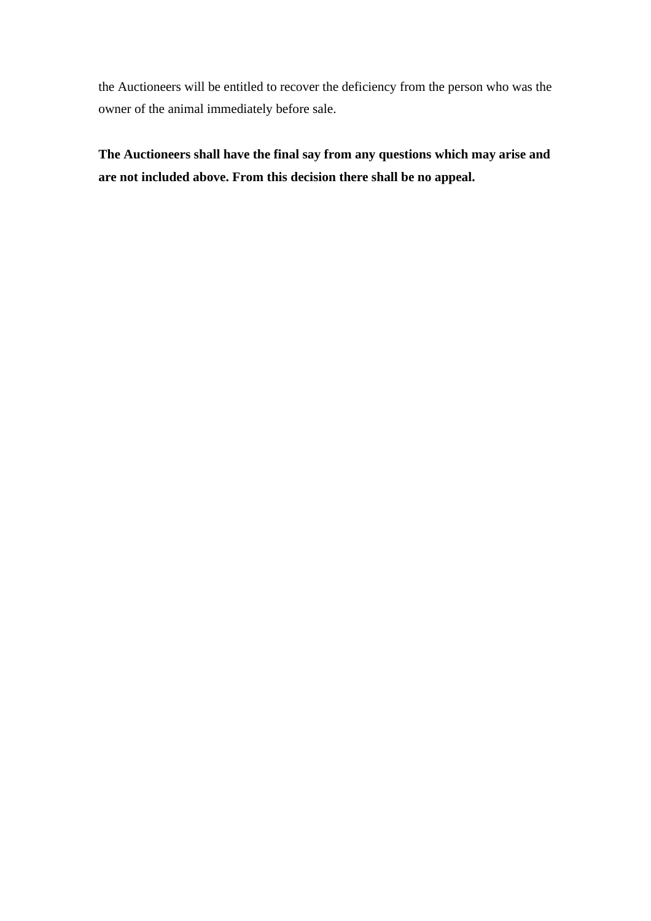the Auctioneers will be entitled to recover the deficiency from the person who was the owner of the animal immediately before sale.

**The Auctioneers shall have the final say from any questions which may arise and are not included above. From this decision there shall be no appeal.**